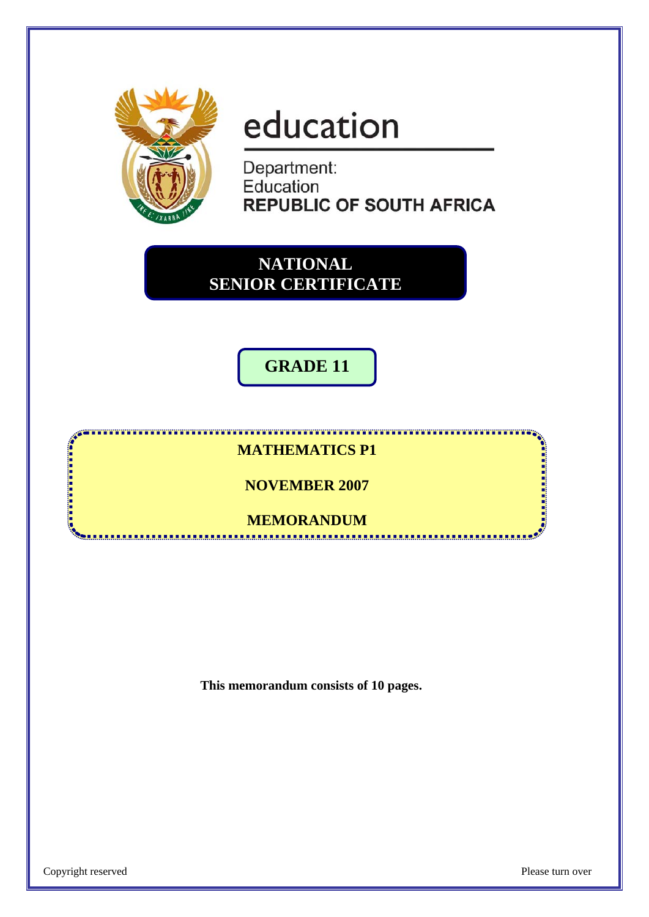education

Department:
Education
**REPUBLIC OF SOUTH AFRICA**

# NATIONAL SENIOR CERTIFICATE

## GRADE 11

**MATHEMATICS P1**

**NOVEMBER 2007**

**MEMORANDUM**

**This memorandum consists of 10 pages.**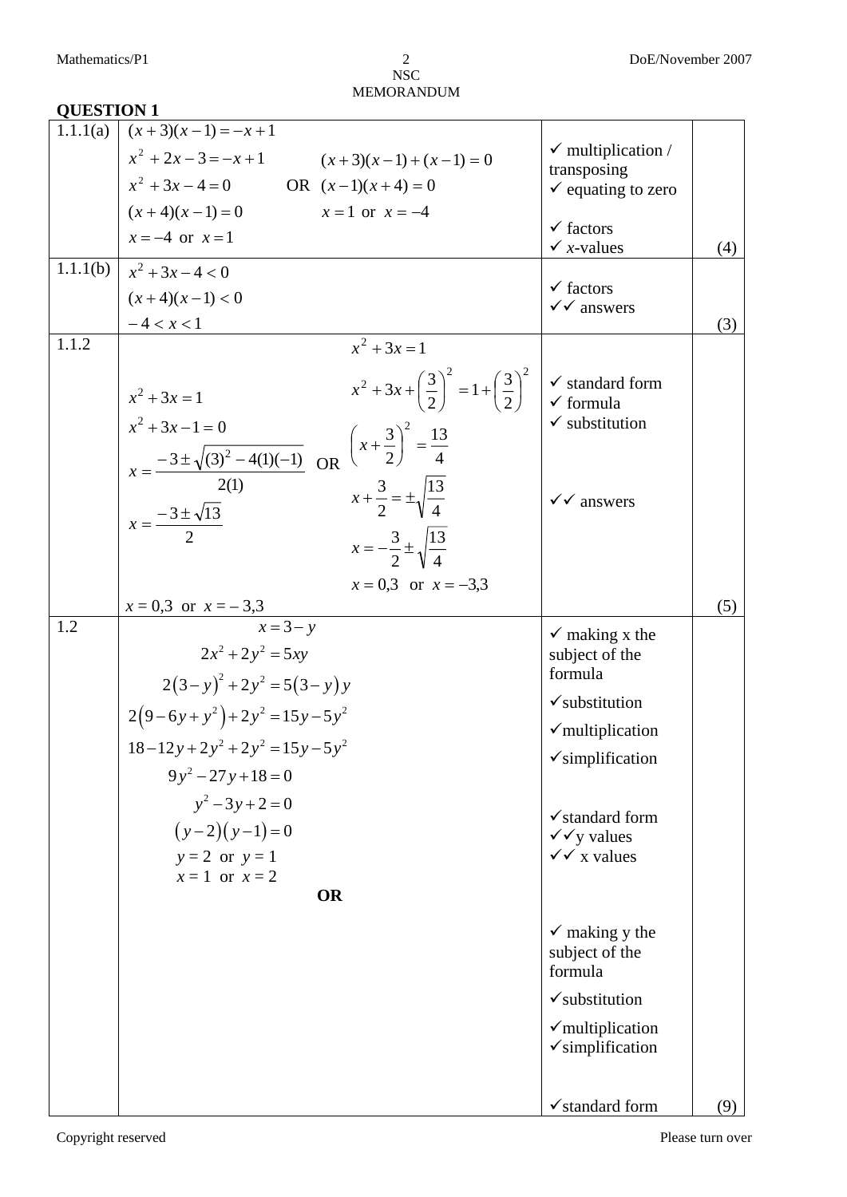## QUESTION 1

| | | | |
|---|---|---|---|
| 1.1.1(a) | $(x+3)(x-1) = -x+1$<br>$x^2 + 2x - 3 = -x + 1$<br>$x^2 + 3x - 4 = 0$<br>$(x+4)(x-1) = 0$<br>$x = -4$ or $x = 1$<br><br>OR<br><br>$(x+3)(x-1) + (x-1) = 0$<br>$(x-1)(x+4) = 0$<br>$x = 1$ or $x = -4$ | ✓ multiplication / transposing<br>✓ equating to zero<br>✓ factors<br>✓ $x$-values | (4) |
| 1.1.1(b) | $x^2 + 3x - 4 < 0$<br>$(x+4)(x-1) < 0$<br>$-4 < x < 1$ | ✓ factors<br>✓✓ answers | (3) |
| 1.1.2 | $x^2 + 3x = 1$<br>$x^2 + 3x - 1 = 0$<br>$x = \frac{-3 \pm \sqrt{(3)^2 - 4(1)(-1)}}{2(1)}$<br>$x = \frac{-3 \pm \sqrt{13}}{2}$<br><br>OR<br><br>$x^2 + 3x = 1$<br>$x^2 + 3x + \left(\frac{3}{2}\right)^2 = 1 + \left(\frac{3}{2}\right)^2$<br>$\left(x + \frac{3}{2}\right)^2 = \frac{13}{4}$<br>$x + \frac{3}{2} = \pm\sqrt{\frac{13}{4}}$<br>$x = -\frac{3}{2} \pm \sqrt{\frac{13}{4}}$<br>$x = 0{,}3$ or $x = -3{,}3$<br><br>$x = 0{,}3$ or $x = -3{,}3$ | ✓ standard form<br>✓ formula<br>✓ substitution<br>✓✓ answers | (5) |
| 1.2 | $x = 3 - y$<br>$2x^2 + 2y^2 = 5xy$<br>$2(3-y)^2 + 2y^2 = 5(3-y)y$<br>$2(9 - 6y + y^2) + 2y^2 = 15y - 5y^2$<br>$18 - 12y + 2y^2 + 2y^2 = 15y - 5y^2$<br>$9y^2 - 27y + 18 = 0$<br>$y^2 - 3y + 2 = 0$<br>$(y-2)(y-1) = 0$<br>$y = 2$ or $y = 1$<br>$x = 1$ or $x = 2$<br><br>**OR** | ✓ making x the subject of the formula<br>✓substitution<br>✓multiplication<br>✓simplification<br>✓standard form<br>✓✓y values<br>✓✓ x values<br><br>✓ making y the subject of the formula<br>✓substitution<br>✓multiplication<br>✓simplification<br>✓standard form | (9) |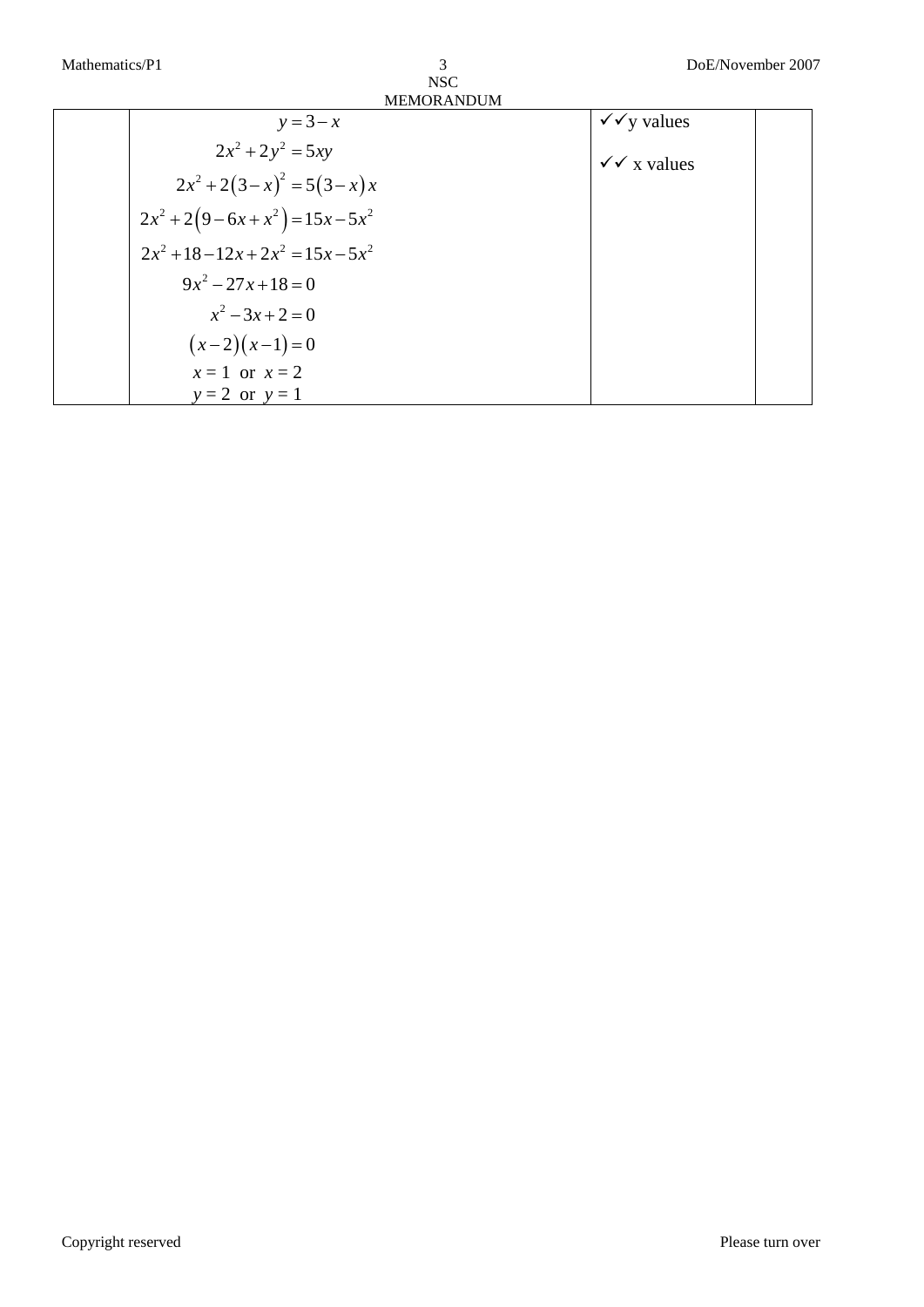|  |  |  |  |
|---|---|---|---|
|  | $y = 3 - x$<br>$2x^2 + 2y^2 = 5xy$<br>$2x^2 + 2(3-x)^2 = 5(3-x)x$<br>$2x^2 + 2(9 - 6x + x^2) = 15x - 5x^2$<br>$2x^2 + 18 - 12x + 2x^2 = 15x - 5x^2$<br>$9x^2 - 27x + 18 = 0$<br>$x^2 - 3x + 2 = 0$<br>$(x-2)(x-1) = 0$<br>$x = 1$ or $x = 2$<br>$y = 2$ or $y = 1$ | ✓✓y values<br><br>✓✓ x values |  |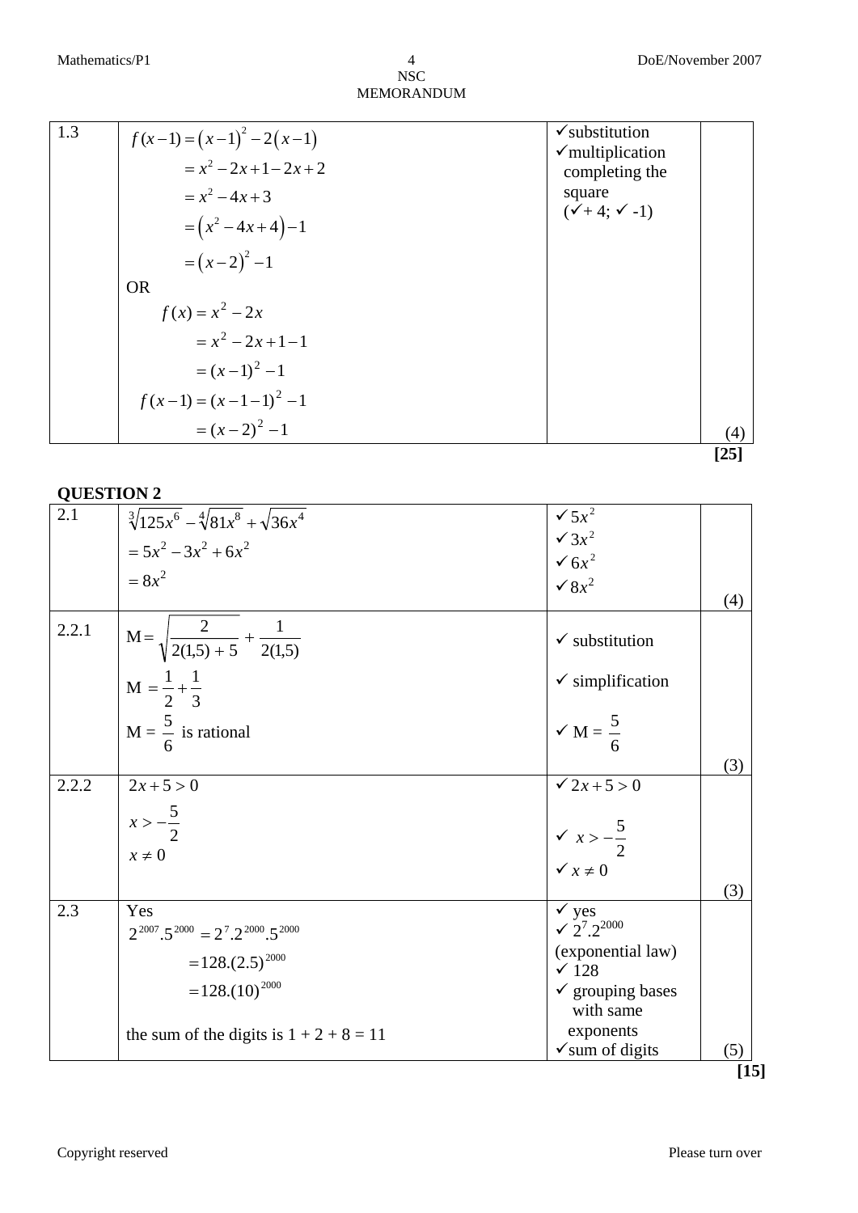| 1.3 | $f(x-1) = (x-1)^2 - 2(x-1)$<br>$= x^2 - 2x + 1 - 2x + 2$<br>$= x^2 - 4x + 3$<br>$= (x^2 - 4x + 4) - 1$<br>$= (x-2)^2 - 1$<br>OR<br>$f(x) = x^2 - 2x$<br>$= x^2 - 2x + 1 - 1$<br>$= (x-1)^2 - 1$<br>$f(x-1) = (x-1-1)^2 - 1$<br>$= (x-2)^2 - 1$ | ✓substitution<br>✓multiplication<br>completing the square<br>(✓+ 4; ✓ -1) | (4) |
|---|---|---|---|

**[25]**

**QUESTION 2**

| 2.1 | $\sqrt[3]{125x^6} - \sqrt[4]{81x^8} + \sqrt{36x^4}$<br>$= 5x^2 - 3x^2 + 6x^2$<br>$= 8x^2$ | ✓ $5x^2$<br>✓ $3x^2$<br>✓ $6x^2$<br>✓ $8x^2$ | (4) |
|---|---|---|---|
| 2.2.1 | $\text{M} = \sqrt{\dfrac{2}{2(1{,}5)+5}} + \dfrac{1}{2(1{,}5)}$<br>$\text{M} = \dfrac{1}{2} + \dfrac{1}{3}$<br>$\text{M} = \dfrac{5}{6}$ is rational | ✓ substitution<br>✓ simplification<br>✓ $\text{M} = \dfrac{5}{6}$ | (3) |
| 2.2.2 | $2x + 5 > 0$<br>$x > -\dfrac{5}{2}$<br>$x \neq 0$ | ✓ $2x + 5 > 0$<br>✓ $x > -\dfrac{5}{2}$<br>✓ $x \neq 0$ | (3) |
| 2.3 | Yes<br>$2^{2007}.5^{2000} = 2^7.2^{2000}.5^{2000}$<br>$= 128.(2.5)^{2000}$<br>$= 128.(10)^{2000}$<br>the sum of the digits is 1 + 2 + 8 = 11 | ✓ yes<br>✓ $2^7.2^{2000}$ (exponential law)<br>✓ 128<br>✓ grouping bases with same exponents<br>✓sum of digits | (5) |

**[15]**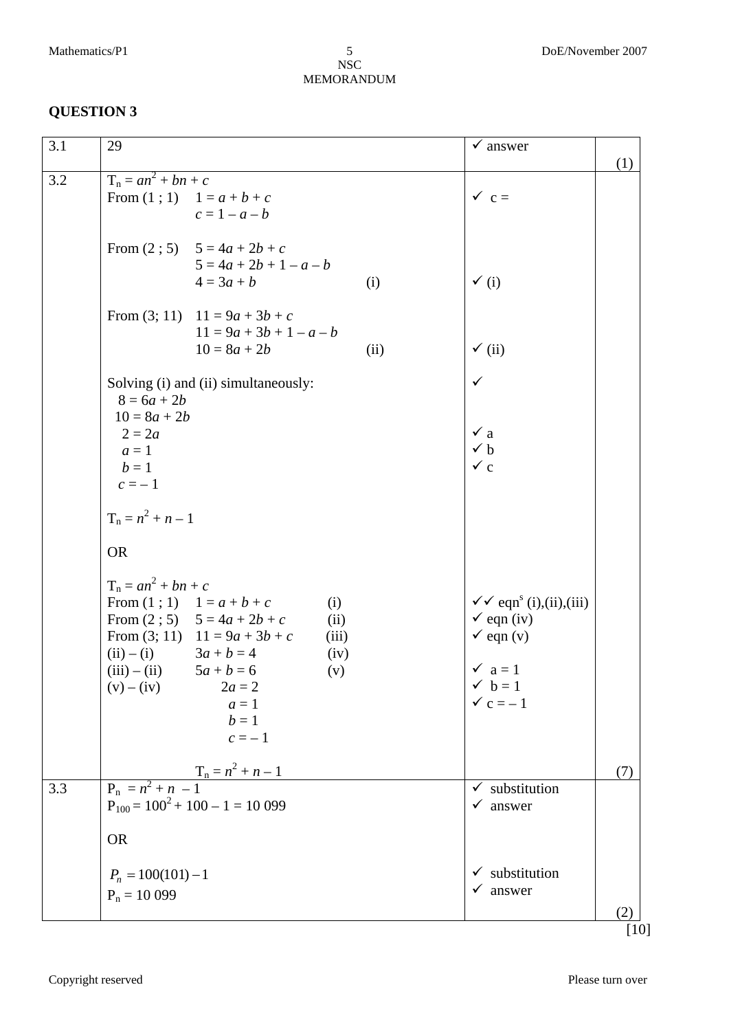## QUESTION 3

| | | | |
|---|---|---|---|
| 3.1 | 29 | ✓ answer | (1) |
| 3.2 | $T_n = an^2 + bn + c$<br>From (1 ; 1) $1 = a + b + c$<br>$c = 1 - a - b$<br><br>From (2 ; 5) $5 = 4a + 2b + c$<br>$5 = 4a + 2b + 1 - a - b$<br>$4 = 3a + b$ (i)<br><br>From (3; 11) $11 = 9a + 3b + c$<br>$11 = 9a + 3b + 1 - a - b$<br>$10 = 8a + 2b$ (ii)<br><br>Solving (i) and (ii) simultaneously:<br>$8 = 6a + 2b$<br>$10 = 8a + 2b$<br>$2 = 2a$<br>$a = 1$<br>$b = 1$<br>$c = -1$<br><br>$T_n = n^2 + n - 1$<br><br>OR<br><br>$T_n = an^2 + bn + c$<br>From (1 ; 1) $1 = a + b + c$ (i)<br>From (2 ; 5) $5 = 4a + 2b + c$ (ii)<br>From (3; 11) $11 = 9a + 3b + c$ (iii)<br>(ii) – (i) $3a + b = 4$ (iv)<br>(iii) – (ii) $5a + b = 6$ (v)<br>(v) – (iv) $2a = 2$<br>$a = 1$<br>$b = 1$<br>$c = -1$<br><br>$T_n = n^2 + n - 1$ | ✓ c =<br><br><br>✓ (i)<br><br><br>✓ (ii)<br><br>✓<br><br><br>✓ a<br>✓ b<br>✓ c<br><br><br><br><br><br>✓✓ eqn$^s$ (i),(ii),(iii)<br>✓ eqn (iv)<br>✓ eqn (v)<br><br>✓ a = 1<br>✓ b = 1<br>✓ c = – 1 | (7) |
| 3.3 | $P_n = n^2 + n - 1$<br>$P_{100} = 100^2 + 100 - 1 = 10\ 099$<br><br>OR<br><br>$P_n = 100(101) - 1$<br>$P_n = 10\ 099$ | ✓ substitution<br>✓ answer<br><br><br><br>✓ substitution<br>✓ answer | (2) |

[10]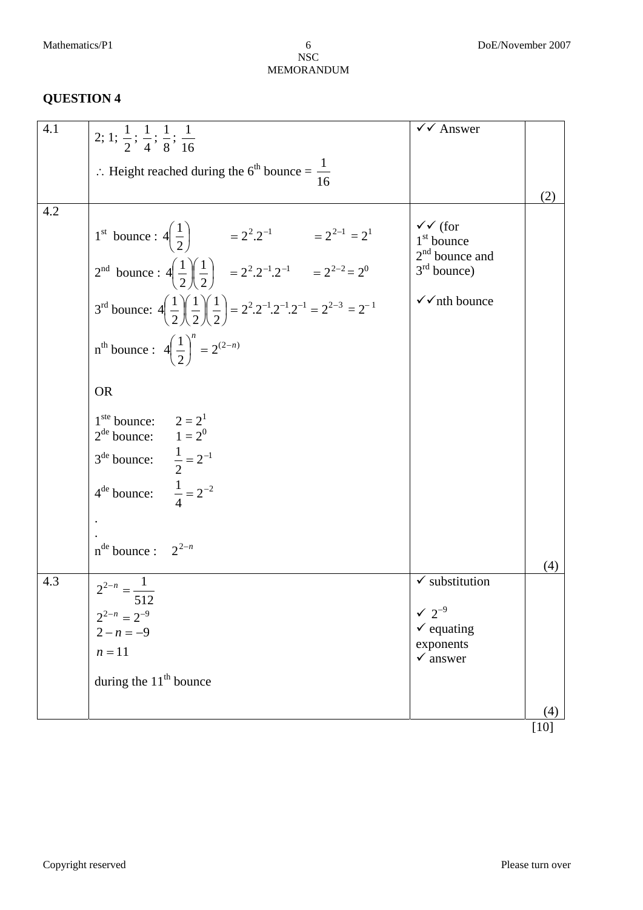## QUESTION 4

| | | | |
|---|---|---|---|
| 4.1 | $2; 1; \frac{1}{2}; \frac{1}{4}; \frac{1}{8}; \frac{1}{16}$ <br> $\therefore$ Height reached during the 6th bounce = $\frac{1}{16}$ | ✓✓ Answer | (2) |
| 4.2 | 1st bounce : $4\left(\frac{1}{2}\right) \quad = 2^2.2^{-1} \quad = 2^{2-1} = 2^1$ <br> 2nd bounce : $4\left(\frac{1}{2}\right)\left(\frac{1}{2}\right) \quad = 2^2.2^{-1}.2^{-1} \quad = 2^{2-2} = 2^0$ <br> 3rd bounce: $4\left(\frac{1}{2}\right)\left(\frac{1}{2}\right)\left(\frac{1}{2}\right) = 2^2.2^{-1}.2^{-1}.2^{-1} = 2^{2-3} = 2^{-1}$ <br> nth bounce : $4\left(\frac{1}{2}\right)^n = 2^{(2-n)}$ <br><br> OR <br><br> 1ste bounce: $2 = 2^1$ <br> 2de bounce: $1 = 2^0$ <br> 3de bounce: $\frac{1}{2} = 2^{-1}$ <br> 4de bounce: $\frac{1}{4} = 2^{-2}$ <br> . <br> . <br> nde bounce : $2^{2-n}$ | ✓✓ (for 1st bounce 2nd bounce and 3rd bounce) <br><br> ✓✓nth bounce | (4) |
| 4.3 | $2^{2-n} = \frac{1}{512}$ <br> $2^{2-n} = 2^{-9}$ <br> $2 - n = -9$ <br> $n = 11$ <br><br> during the 11th bounce | ✓ substitution <br><br> ✓ $2^{-9}$ <br> ✓ equating exponents <br> ✓ answer | (4) |

[10]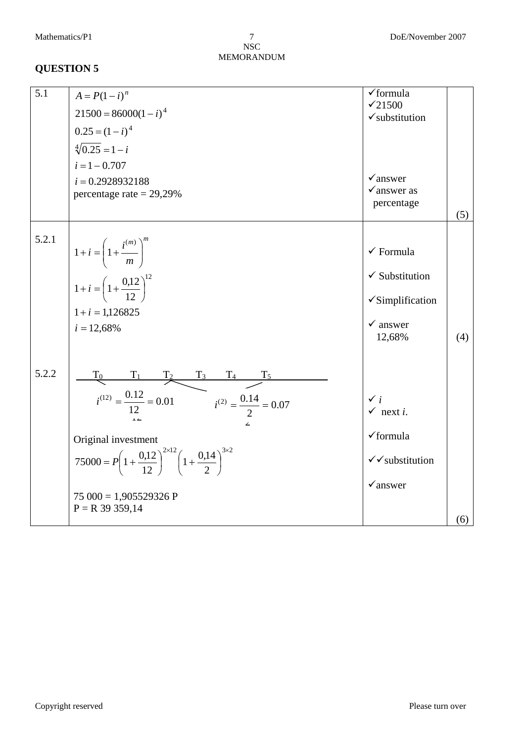## QUESTION 5

| | | | |
|---|---|---|---|
| 5.1 | $A = P(1-i)^n$<br>$21500 = 86000(1-i)^4$<br>$0.25 = (1-i)^4$<br>$\sqrt[4]{0.25} = 1-i$<br>$i = 1 - 0.707$<br>$i = 0.2928932188$<br>percentage rate = 29,29% | ✓formula<br>✓21500<br>✓substitution<br><br><br><br>✓answer<br>✓answer as percentage | (5) |
| 5.2.1 | $1+i = \left(1+\frac{i^{(m)}}{m}\right)^m$<br>$1+i = \left(1+\frac{0,12}{12}\right)^{12}$<br>$1+i = 1{,}126825$<br>$i = 12{,}68\%$ | ✓ Formula<br>✓ Substitution<br>✓Simplification<br>✓ answer 12,68% | (4) |
| 5.2.2 | $T_0 \quad T_1 \quad T_2 \quad T_3 \quad T_4 \quad T_5$<br>$i^{(12)} = \frac{0.12}{12} = 0.01 \qquad i^{(2)} = \frac{0.14}{2} = 0.07$<br><br>Original investment<br>$75000 = P\left(1+\frac{0,12}{12}\right)^{2\times12}\left(1+\frac{0,14}{2}\right)^{3\times2}$<br><br>75 000 = 1,905529326 P<br>P = R 39 359,14 | ✓ $i$<br>✓ next $i$.<br>✓formula<br>✓✓substitution<br>✓answer | (6) |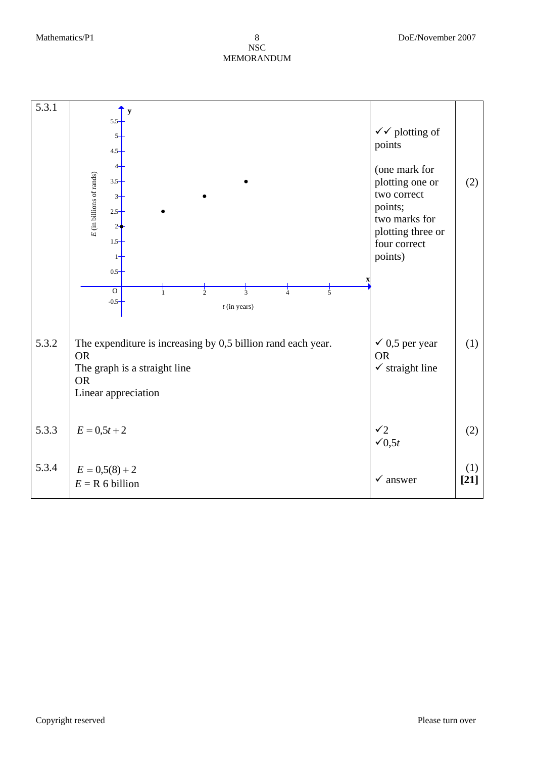| | | | |
|---|---|---|---|
| 5.3.1 | (graph: $E$ (in billions of rands) against $t$ (in years), with points plotted at (0; 2), (1; 2,5), (2; 3), (3; 3,5)) | ✓✓ plotting of points<br><br>(one mark for plotting one or two correct points;<br>two marks for plotting three or four correct points) | (2) |
| 5.3.2 | The expenditure is increasing by 0,5 billion rand each year.<br>OR<br>The graph is a straight line<br>OR<br>Linear appreciation | ✓ 0,5 per year<br>OR<br>✓ straight line | (1) |
| 5.3.3 | $E = 0{,}5t + 2$ | ✓2<br>✓$0{,}5t$ | (2) |
| 5.3.4 | $E = 0{,}5(8) + 2$<br>$E$ = R 6 billion | ✓ answer | (1)<br>**[21]** |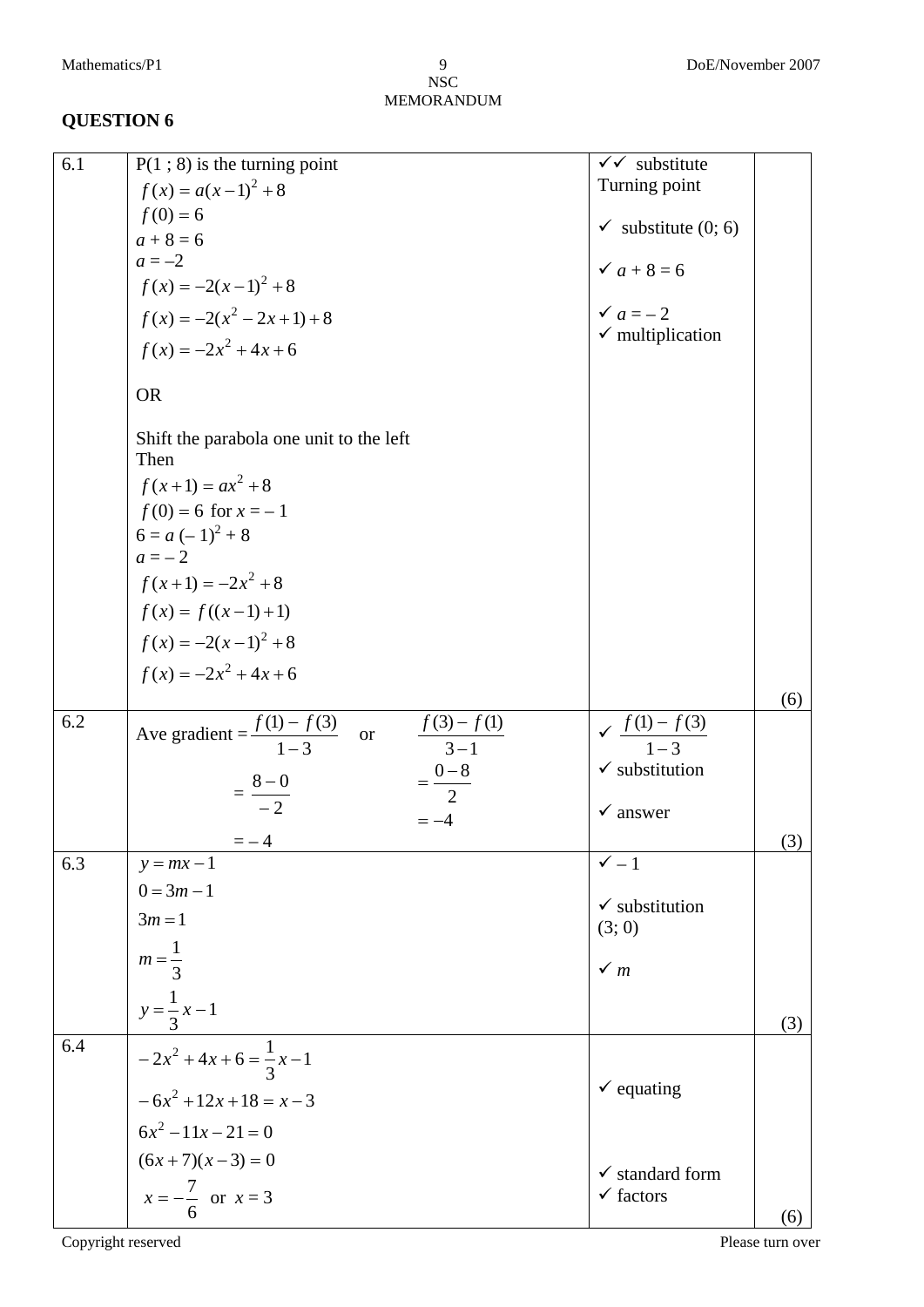## QUESTION 6

| | | | |
|---|---|---|---|
| 6.1 | P(1 ; 8) is the turning point<br>$f(x) = a(x-1)^2 + 8$<br>$f(0) = 6$<br>$a + 8 = 6$<br>$a = -2$<br>$f(x) = -2(x-1)^2 + 8$<br>$f(x) = -2(x^2 - 2x + 1) + 8$<br>$f(x) = -2x^2 + 4x + 6$<br><br>OR<br><br>Shift the parabola one unit to the left<br>Then<br>$f(x+1) = ax^2 + 8$<br>$f(0) = 6$ for $x = -1$<br>$6 = a(-1)^2 + 8$<br>$a = -2$<br>$f(x+1) = -2x^2 + 8$<br>$f(x) = f((x-1)+1)$<br>$f(x) = -2(x-1)^2 + 8$<br>$f(x) = -2x^2 + 4x + 6$ | ✓✓ substitute Turning point<br><br>✓ substitute (0; 6)<br><br>✓ $a + 8 = 6$<br><br>✓ $a = -2$<br>✓ multiplication | (6) |
| 6.2 | Ave gradient $= \dfrac{f(1) - f(3)}{1-3}$ or $\dfrac{f(3) - f(1)}{3-1}$<br>$= \dfrac{8-0}{-2}$ $\quad$ $= \dfrac{0-8}{2}$<br>$= -4$ $\quad$ $= -4$ | ✓ $\dfrac{f(1) - f(3)}{1-3}$<br>✓ substitution<br><br>✓ answer | (3) |
| 6.3 | $y = mx - 1$<br>$0 = 3m - 1$<br>$3m = 1$<br>$m = \dfrac{1}{3}$<br>$y = \dfrac{1}{3}x - 1$ | ✓ $-1$<br><br>✓ substitution (3; 0)<br><br>✓ $m$ | (3) |
| 6.4 | $-2x^2 + 4x + 6 = \dfrac{1}{3}x - 1$<br>$-6x^2 + 12x + 18 = x - 3$<br>$6x^2 - 11x - 21 = 0$<br>$(6x+7)(x-3) = 0$<br>$x = -\dfrac{7}{6}$ or $x = 3$ | ✓ equating<br><br><br>✓ standard form<br>✓ factors | (6) |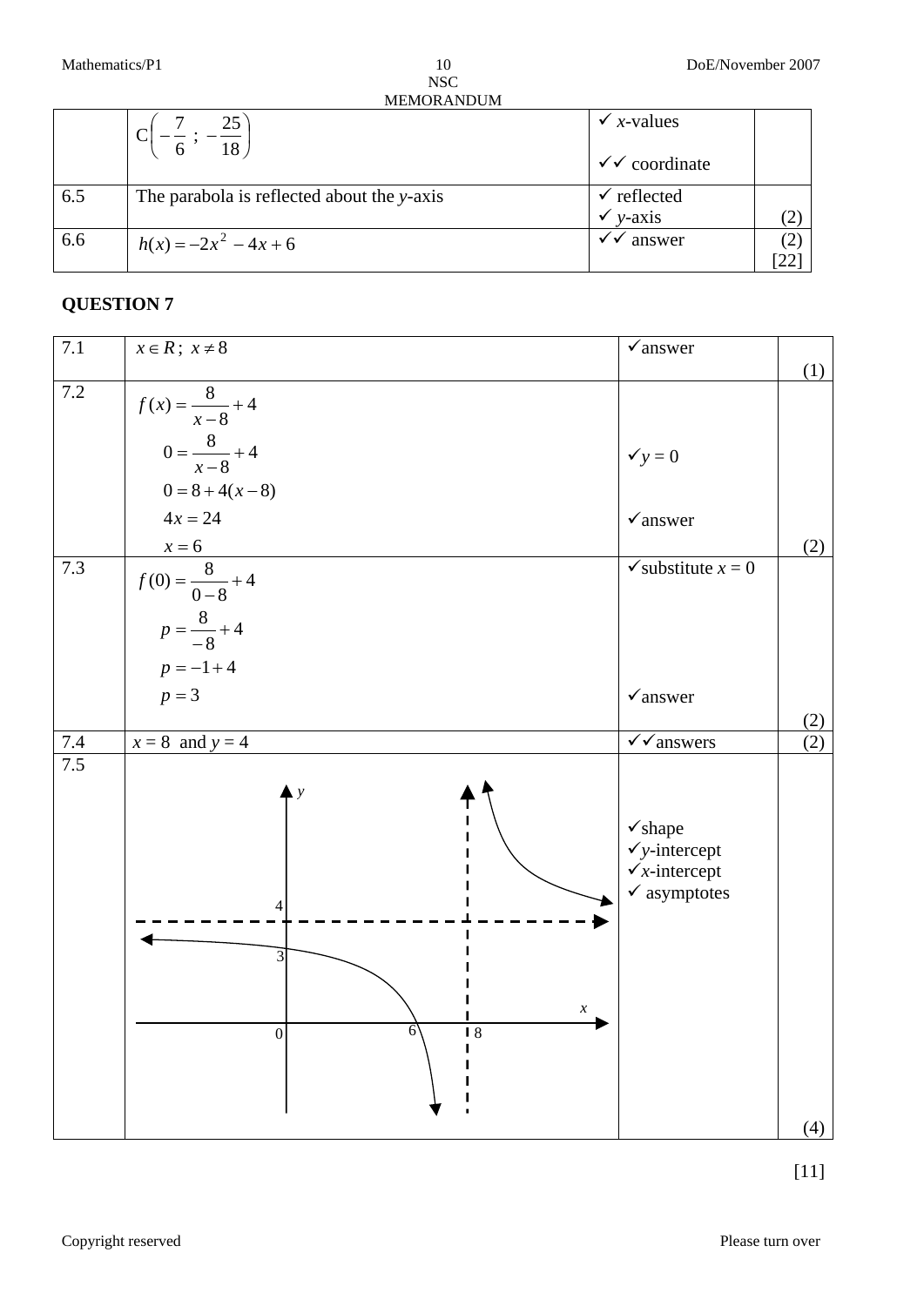| | | | |
|---|---|---|---|
| | $C\left(-\frac{7}{6}\ ;\ -\frac{25}{18}\right)$ | ✓ $x$-values<br>✓✓ coordinate | |
| 6.5 | The parabola is reflected about the $y$-axis | ✓ reflected<br>✓ $y$-axis | (2) |
| 6.6 | $h(x) = -2x^2 - 4x + 6$ | ✓✓ answer | (2)<br>[22] |

## QUESTION 7

| | | | |
|---|---|---|---|
| 7.1 | $x \in R;\ x \neq 8$ | ✓answer | (1) |
| 7.2 | $f(x) = \frac{8}{x-8} + 4$<br>$0 = \frac{8}{x-8} + 4$<br>$0 = 8 + 4(x-8)$<br>$4x = 24$<br>$x = 6$ | ✓$y = 0$<br><br>✓answer | (2) |
| 7.3 | $f(0) = \frac{8}{0-8} + 4$<br>$p = \frac{8}{-8} + 4$<br>$p = -1 + 4$<br>$p = 3$ | ✓substitute $x = 0$<br><br>✓answer | (2) |
| 7.4 | $x = 8$ and $y = 4$ | ✓✓answers | (2) |
| 7.5 | Graph: hyperbola with asymptotes $x = 8$ and $y = 4$, $y$-intercept 3, $x$-intercept 6 | ✓shape<br>✓$y$-intercept<br>✓$x$-intercept<br>✓ asymptotes | (4) |

[11]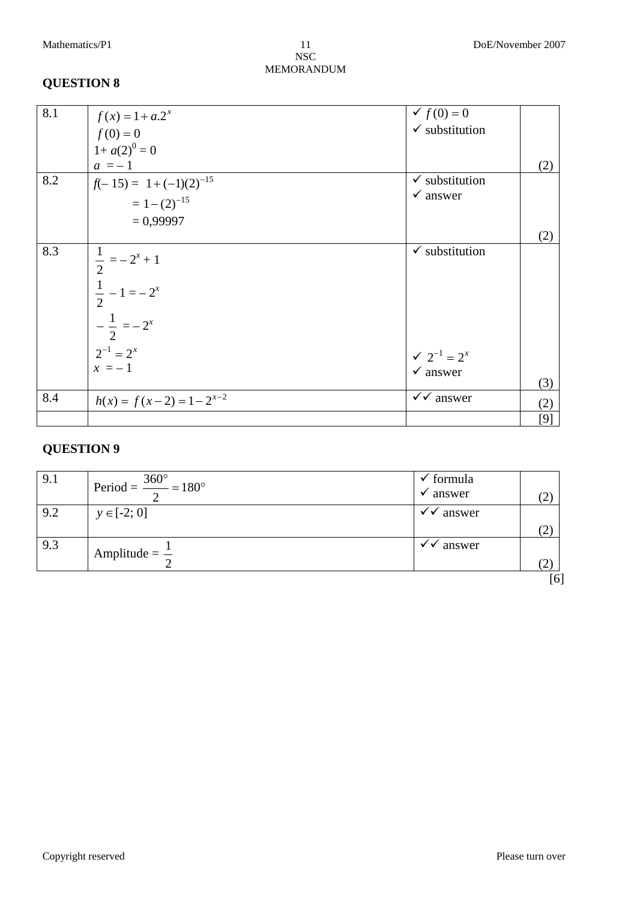## QUESTION 8

| | | | |
|---|---|---|---|
| 8.1 | $f(x) = 1 + a.2^x$<br>$f(0) = 0$<br>$1 + a(2)^0 = 0$<br>$a = -1$ | ✓ $f(0) = 0$<br>✓ substitution | (2) |
| 8.2 | $f(-15) = 1 + (-1)(2)^{-15}$<br>$= 1 - (2)^{-15}$<br>$= 0{,}99997$ | ✓ substitution<br>✓ answer | (2) |
| 8.3 | $\frac{1}{2} = -2^x + 1$<br>$\frac{1}{2} - 1 = -2^x$<br>$-\frac{1}{2} = -2^x$<br>$2^{-1} = 2^x$<br>$x = -1$ | ✓ substitution<br><br><br>✓ $2^{-1} = 2^x$<br>✓ answer | (3) |
| 8.4 | $h(x) = f(x-2) = 1 - 2^{x-2}$ | ✓✓ answer | (2) |
| | | | [9] |

## QUESTION 9

| | | | |
|---|---|---|---|
| 9.1 | Period = $\frac{360°}{2} = 180°$ | ✓ formula<br>✓ answer | (2) |
| 9.2 | $y \in$ [-2; 0] | ✓✓ answer | (2) |
| 9.3 | Amplitude = $\frac{1}{2}$ | ✓✓ answer | (2) |

[6]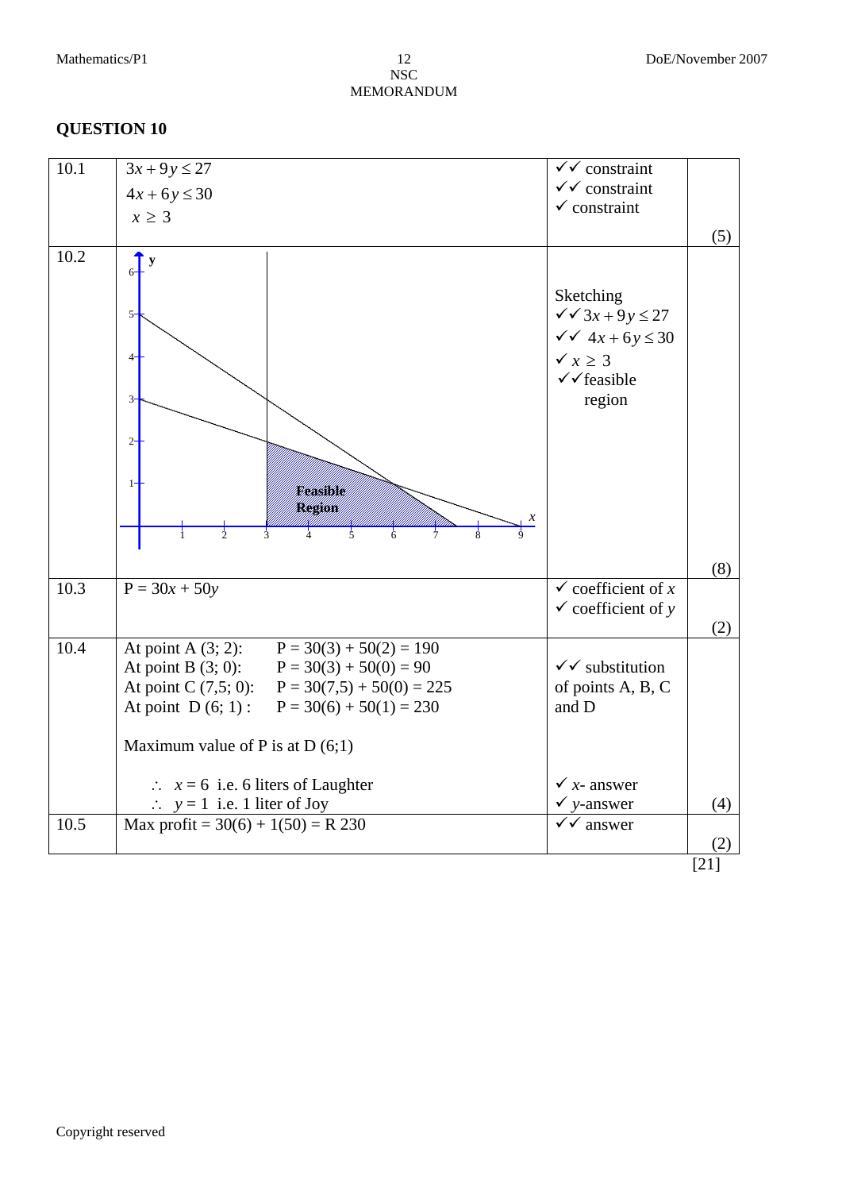## QUESTION 10

| | | | |
|---|---|---|---|
| 10.1 | $3x + 9y \leq 27$<br>$4x + 6y \leq 30$<br>$x \geq 3$ | ✓✓ constraint<br>✓✓ constraint<br>✓ constraint | (5) |
| 10.2 | y<br>1 2 3 4 5 6 7 8 9 (x-axis)<br>1 2 3 4 5 6 (y-axis)<br>x<br>Feasible Region | Sketching<br>✓✓ $3x + 9y \leq 27$<br>✓✓ $4x + 6y \leq 30$<br>✓ $x \geq 3$<br>✓✓feasible region | (8) |
| 10.3 | P = 30$x$ + 50$y$ | ✓ coefficient of $x$<br>✓ coefficient of $y$ | (2) |
| 10.4 | At point A (3; 2): P = 30(3) + 50(2) = 190<br>At point B (3; 0): P = 30(3) + 50(0) = 90<br>At point C (7,5; 0): P = 30(7,5) + 50(0) = 225<br>At point D (6; 1) : P = 30(6) + 50(1) = 230<br><br>Maximum value of P is at D (6;1)<br><br>$\therefore$ $x = 6$ i.e. 6 liters of Laughter<br>$\therefore$ $y = 1$ i.e. 1 liter of Joy | ✓✓ substitution of points A, B, C and D<br><br><br>✓ $x$- answer<br>✓ $y$-answer | (4) |
| 10.5 | Max profit = 30(6) + 1(50) = R 230 | ✓✓ answer | (2) |
| | | | [21] |